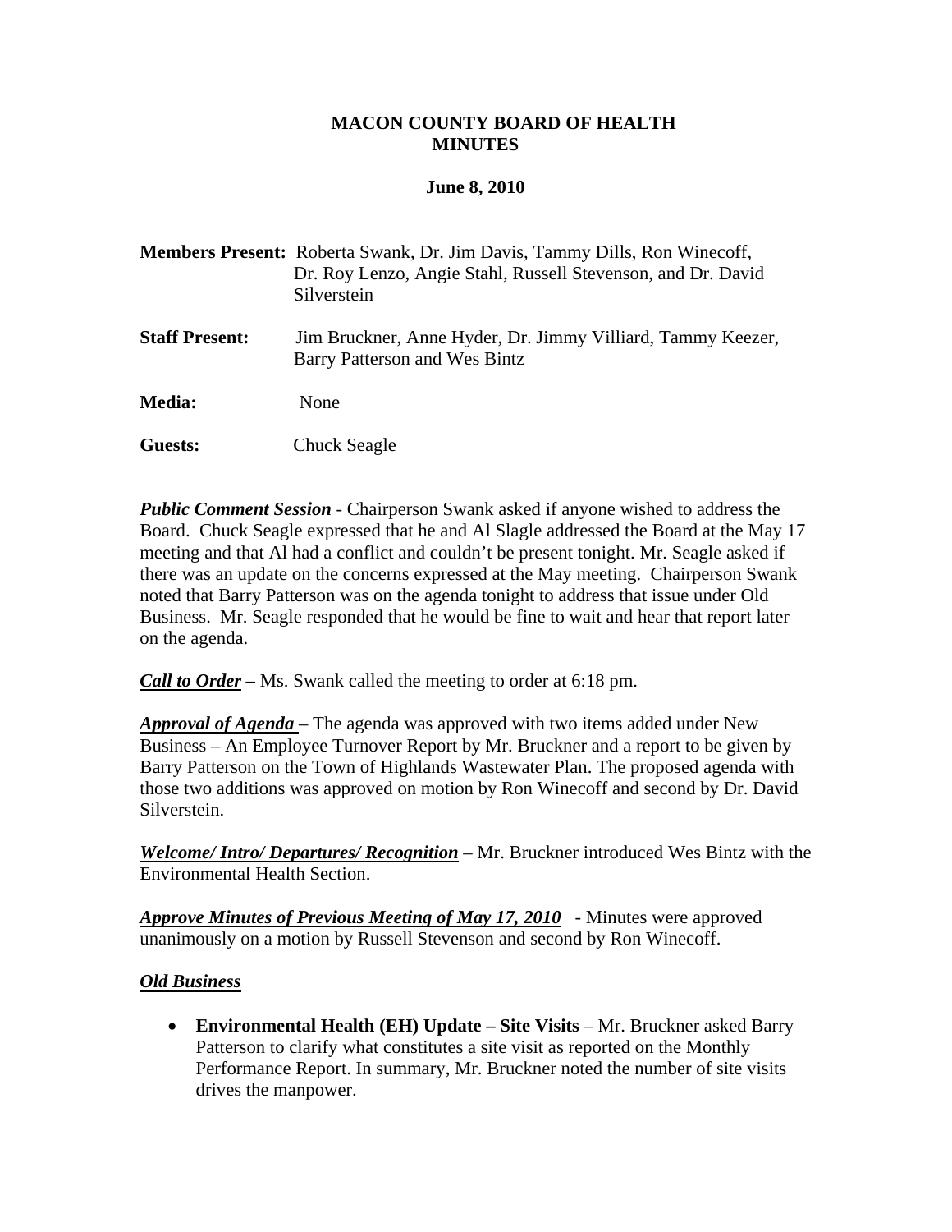# MACON COUNTY BOARD OF HEALTH
# MINUTES

**June 8, 2010**

**Members Present:** Roberta Swank, Dr. Jim Davis, Tammy Dills, Ron Winecoff, Dr. Roy Lenzo, Angie Stahl, Russell Stevenson, and Dr. David Silverstein

**Staff Present:** Jim Bruckner, Anne Hyder, Dr. Jimmy Villiard, Tammy Keezer, Barry Patterson and Wes Bintz

**Media:** None

**Guests:** Chuck Seagle

***Public Comment Session*** - Chairperson Swank asked if anyone wished to address the Board. Chuck Seagle expressed that he and Al Slagle addressed the Board at the May 17 meeting and that Al had a conflict and couldn't be present tonight. Mr. Seagle asked if there was an update on the concerns expressed at the May meeting. Chairperson Swank noted that Barry Patterson was on the agenda tonight to address that issue under Old Business. Mr. Seagle responded that he would be fine to wait and hear that report later on the agenda.

***Call to Order*** – Ms. Swank called the meeting to order at 6:18 pm.

***Approval of Agenda*** – The agenda was approved with two items added under New Business – An Employee Turnover Report by Mr. Bruckner and a report to be given by Barry Patterson on the Town of Highlands Wastewater Plan. The proposed agenda with those two additions was approved on motion by Ron Winecoff and second by Dr. David Silverstein.

***Welcome/ Intro/ Departures/ Recognition*** – Mr. Bruckner introduced Wes Bintz with the Environmental Health Section.

***Approve Minutes of Previous Meeting of May 17, 2010*** - Minutes were approved unanimously on a motion by Russell Stevenson and second by Ron Winecoff.

***Old Business***

- **Environmental Health (EH) Update – Site Visits** – Mr. Bruckner asked Barry Patterson to clarify what constitutes a site visit as reported on the Monthly Performance Report. In summary, Mr. Bruckner noted the number of site visits drives the manpower.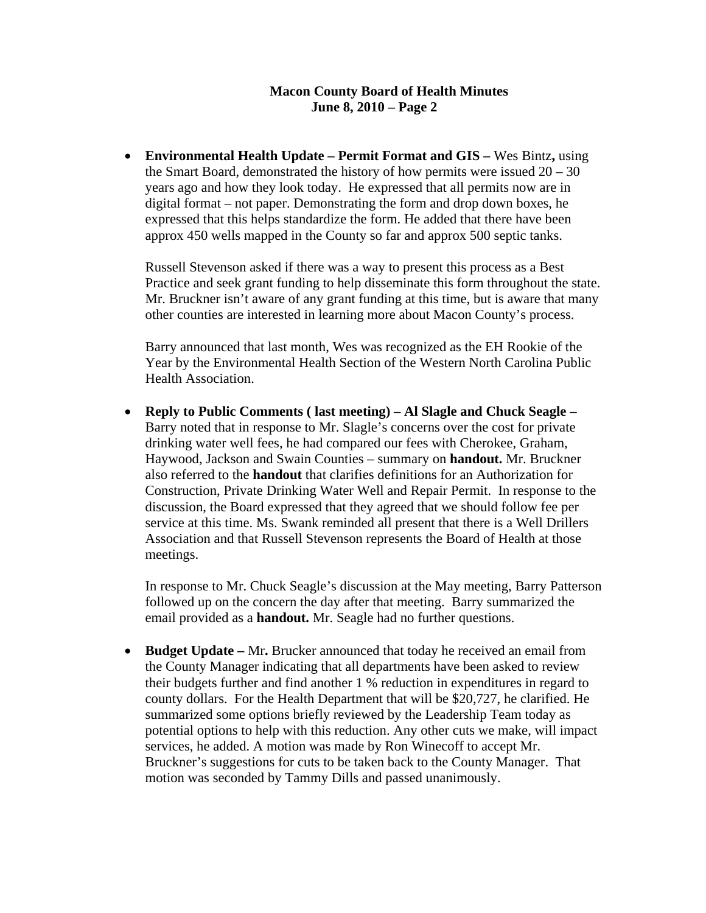- **Environmental Health Update – Permit Format and GIS –** Wes Bintz**,** using the Smart Board, demonstrated the history of how permits were issued 20 – 30 years ago and how they look today. He expressed that all permits now are in digital format – not paper. Demonstrating the form and drop down boxes, he expressed that this helps standardize the form. He added that there have been approx 450 wells mapped in the County so far and approx 500 septic tanks.

  Russell Stevenson asked if there was a way to present this process as a Best Practice and seek grant funding to help disseminate this form throughout the state. Mr. Bruckner isn't aware of any grant funding at this time, but is aware that many other counties are interested in learning more about Macon County's process.

  Barry announced that last month, Wes was recognized as the EH Rookie of the Year by the Environmental Health Section of the Western North Carolina Public Health Association.

- **Reply to Public Comments ( last meeting) – Al Slagle and Chuck Seagle –** Barry noted that in response to Mr. Slagle's concerns over the cost for private drinking water well fees, he had compared our fees with Cherokee, Graham, Haywood, Jackson and Swain Counties – summary on **handout.** Mr. Bruckner also referred to the **handout** that clarifies definitions for an Authorization for Construction, Private Drinking Water Well and Repair Permit. In response to the discussion, the Board expressed that they agreed that we should follow fee per service at this time. Ms. Swank reminded all present that there is a Well Drillers Association and that Russell Stevenson represents the Board of Health at those meetings.

  In response to Mr. Chuck Seagle's discussion at the May meeting, Barry Patterson followed up on the concern the day after that meeting. Barry summarized the email provided as a **handout.** Mr. Seagle had no further questions.

- **Budget Update –** Mr**.** Brucker announced that today he received an email from the County Manager indicating that all departments have been asked to review their budgets further and find another 1 % reduction in expenditures in regard to county dollars. For the Health Department that will be $20,727, he clarified. He summarized some options briefly reviewed by the Leadership Team today as potential options to help with this reduction. Any other cuts we make, will impact services, he added. A motion was made by Ron Winecoff to accept Mr. Bruckner's suggestions for cuts to be taken back to the County Manager. That motion was seconded by Tammy Dills and passed unanimously.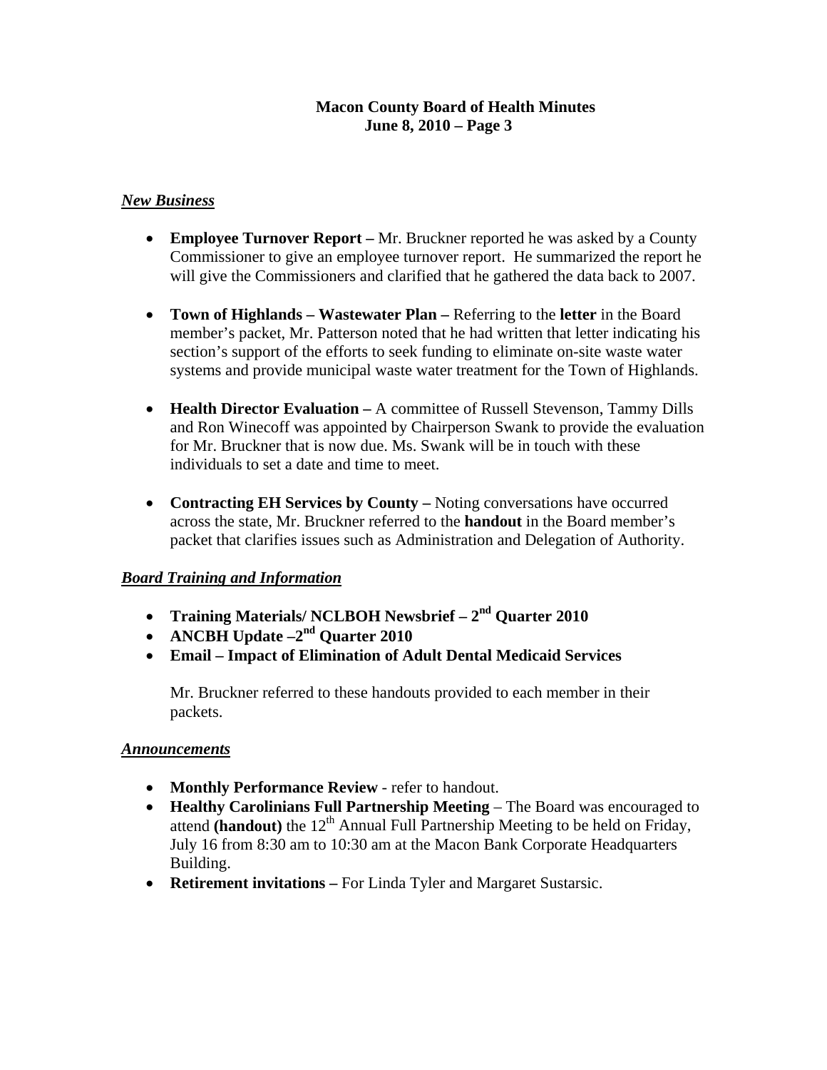## *New Business*

- **Employee Turnover Report –** Mr. Bruckner reported he was asked by a County Commissioner to give an employee turnover report. He summarized the report he will give the Commissioners and clarified that he gathered the data back to 2007.

- **Town of Highlands – Wastewater Plan –** Referring to the **letter** in the Board member's packet, Mr. Patterson noted that he had written that letter indicating his section's support of the efforts to seek funding to eliminate on-site waste water systems and provide municipal waste water treatment for the Town of Highlands.

- **Health Director Evaluation –** A committee of Russell Stevenson, Tammy Dills and Ron Winecoff was appointed by Chairperson Swank to provide the evaluation for Mr. Bruckner that is now due. Ms. Swank will be in touch with these individuals to set a date and time to meet.

- **Contracting EH Services by County –** Noting conversations have occurred across the state, Mr. Bruckner referred to the **handout** in the Board member's packet that clarifies issues such as Administration and Delegation of Authority.

## *Board Training and Information*

- **Training Materials/ NCLBOH Newsbrief – 2nd Quarter 2010**
- **ANCBH Update –2nd Quarter 2010**
- **Email – Impact of Elimination of Adult Dental Medicaid Services**

  Mr. Bruckner referred to these handouts provided to each member in their packets.

## *Announcements*

- **Monthly Performance Review** - refer to handout.
- **Healthy Carolinians Full Partnership Meeting** – The Board was encouraged to attend **(handout)** the 12th Annual Full Partnership Meeting to be held on Friday, July 16 from 8:30 am to 10:30 am at the Macon Bank Corporate Headquarters Building.
- **Retirement invitations –** For Linda Tyler and Margaret Sustarsic.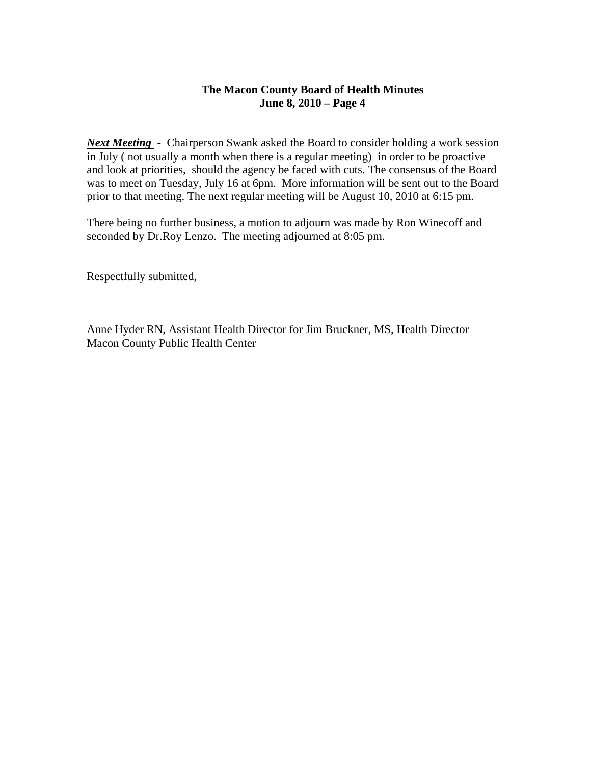**The Macon County Board of Health Minutes**
**June 8, 2010 – Page 4**

***Next Meeting*** - Chairperson Swank asked the Board to consider holding a work session in July ( not usually a month when there is a regular meeting) in order to be proactive and look at priorities, should the agency be faced with cuts. The consensus of the Board was to meet on Tuesday, July 16 at 6pm. More information will be sent out to the Board prior to that meeting. The next regular meeting will be August 10, 2010 at 6:15 pm.

There being no further business, a motion to adjourn was made by Ron Winecoff and seconded by Dr.Roy Lenzo. The meeting adjourned at 8:05 pm.

Respectfully submitted,

Anne Hyder RN, Assistant Health Director for Jim Bruckner, MS, Health Director
Macon County Public Health Center